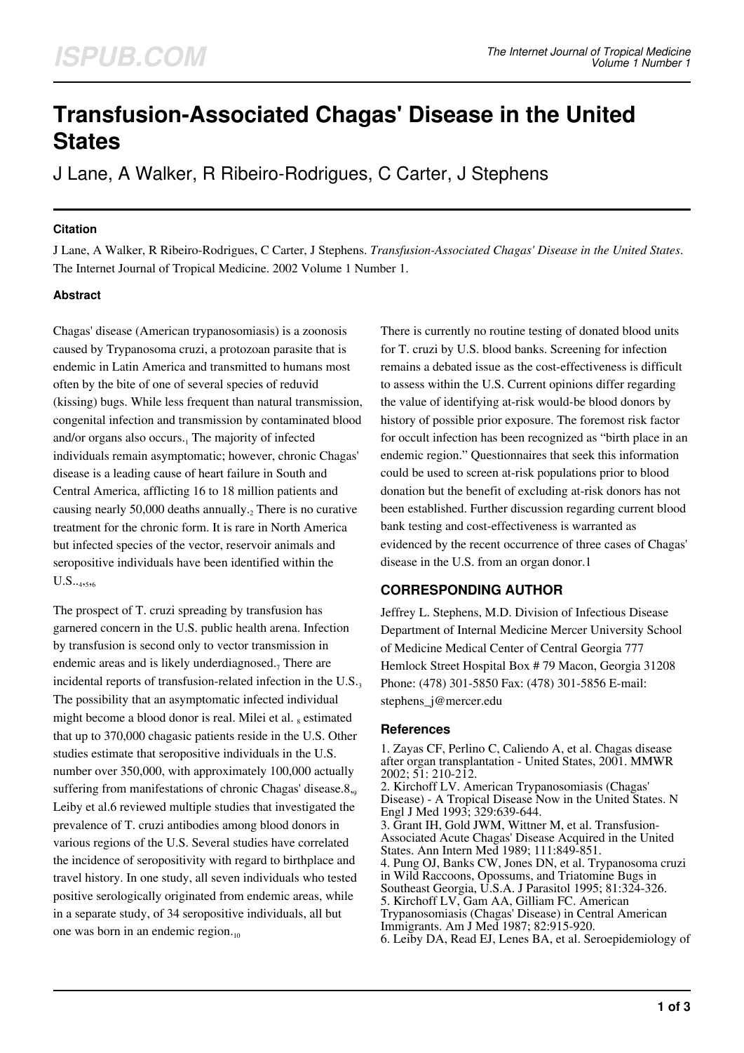# Transfusion-Associated Chagas' Disease in the United States

J Lane, A Walker, R Ribeiro-Rodrigues, C Carter, J Stephens

#### Citation

J Lane, A Walker, R Ribeiro-Rodrigues, C Carter, J Stephens. *Transfusion-Associated Chagas' Disease in the United States*. The Internet Journal of Tropical Medicine. 2002 Volume 1 Number 1.

#### Abstract

Chagas' disease (American trypanosomiasis) is a zoonosis caused by Trypanosoma cruzi, a protozoan parasite that is endemic in Latin America and transmitted to humans most often by the bite of one of several species of reduvid (kissing) bugs. While less frequent than natural transmission, congenital infection and transmission by contaminated blood and/or organs also occurs.[1] The majority of infected individuals remain asymptomatic; however, chronic Chagas' disease is a leading cause of heart failure in South and Central America, afflicting 16 to 18 million patients and causing nearly 50,000 deaths annually.[2] There is no curative treatment for the chronic form. It is rare in North America but infected species of the vector, reservoir animals and seropositive individuals have been identified within the U.S..[4,5,6]

The prospect of T. cruzi spreading by transfusion has garnered concern in the U.S. public health arena. Infection by transfusion is second only to vector transmission in endemic areas and is likely underdiagnosed.[7] There are incidental reports of transfusion-related infection in the U.S.[3] The possibility that an asymptomatic infected individual might become a blood donor is real. Milei et al. [8] estimated that up to 370,000 chagasic patients reside in the U.S. Other studies estimate that seropositive individuals in the U.S. number over 350,000, with approximately 100,000 actually suffering from manifestations of chronic Chagas' disease.8,[9] Leiby et al.6 reviewed multiple studies that investigated the prevalence of T. cruzi antibodies among blood donors in various regions of the U.S. Several studies have correlated the incidence of seropositivity with regard to birthplace and travel history. In one study, all seven individuals who tested positive serologically originated from endemic areas, while in a separate study, of 34 seropositive individuals, all but one was born in an endemic region.[10]

There is currently no routine testing of donated blood units for T. cruzi by U.S. blood banks. Screening for infection remains a debated issue as the cost-effectiveness is difficult to assess within the U.S. Current opinions differ regarding the value of identifying at-risk would-be blood donors by history of possible prior exposure. The foremost risk factor for occult infection has been recognized as "birth place in an endemic region." Questionnaires that seek this information could be used to screen at-risk populations prior to blood donation but the benefit of excluding at-risk donors has not been established. Further discussion regarding current blood bank testing and cost-effectiveness is warranted as evidenced by the recent occurrence of three cases of Chagas' disease in the U.S. from an organ donor.1

## CORRESPONDING AUTHOR

Jeffrey L. Stephens, M.D. Division of Infectious Disease Department of Internal Medicine Mercer University School of Medicine Medical Center of Central Georgia 777 Hemlock Street Hospital Box # 79 Macon, Georgia 31208 Phone: (478) 301-5850 Fax: (478) 301-5856 E-mail: stephens_j@mercer.edu

#### References

1. Zayas CF, Perlino C, Caliendo A, et al. Chagas disease after organ transplantation - United States, 2001. MMWR 2002; 51: 210-212.
2. Kirchoff LV. American Trypanosomiasis (Chagas' Disease) - A Tropical Disease Now in the United States. N Engl J Med 1993; 329:639-644.
3. Grant IH, Gold JWM, Wittner M, et al. Transfusion-Associated Acute Chagas' Disease Acquired in the United States. Ann Intern Med 1989; 111:849-851.
4. Pung OJ, Banks CW, Jones DN, et al. Trypanosoma cruzi in Wild Raccoons, Opossums, and Triatomine Bugs in Southeast Georgia, U.S.A. J Parasitol 1995; 81:324-326.
5. Kirchoff LV, Gam AA, Gilliam FC. American Trypanosomiasis (Chagas' Disease) in Central American Immigrants. Am J Med 1987; 82:915-920.
6. Leiby DA, Read EJ, Lenes BA, et al. Seroepidemiology of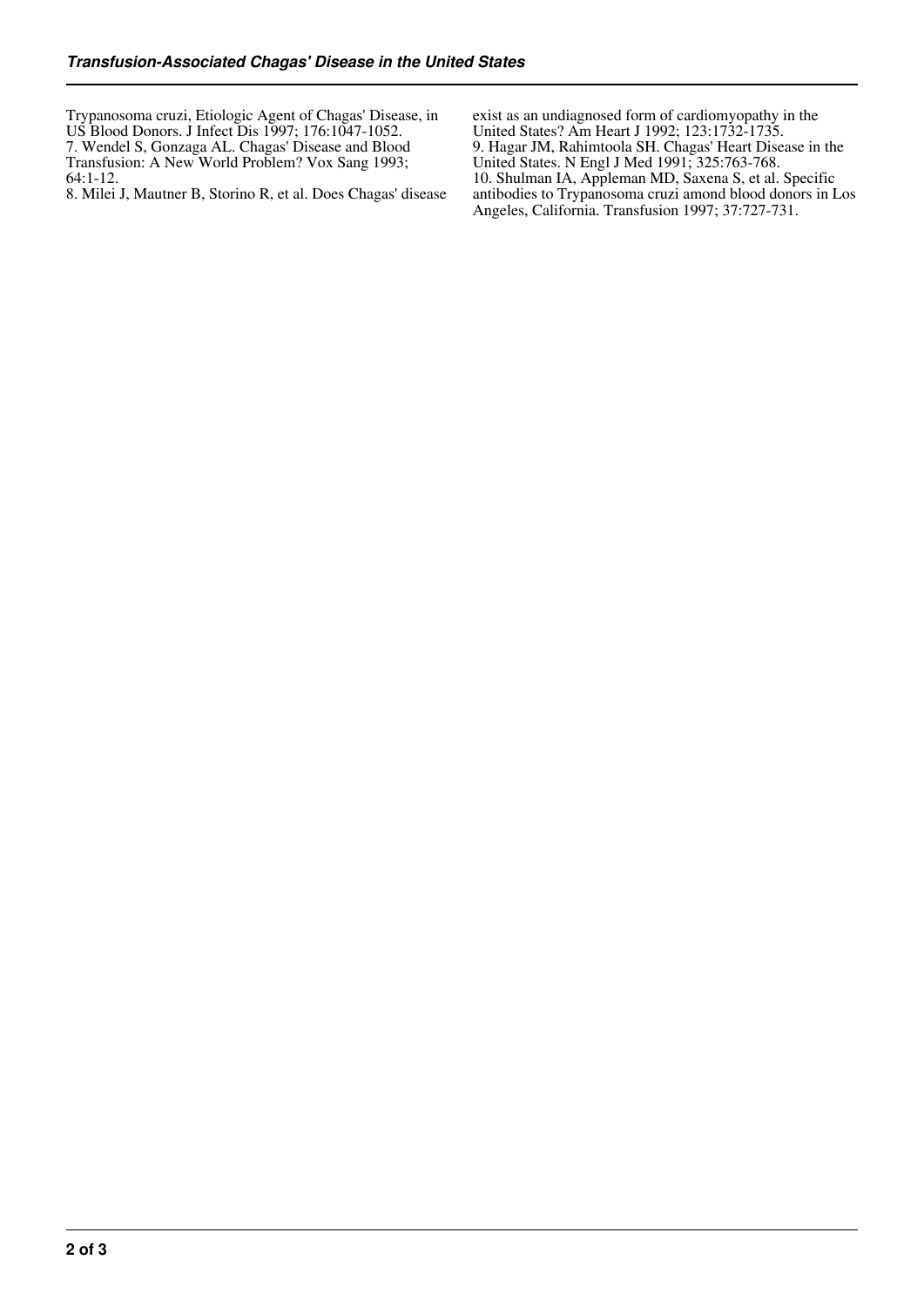Trypanosoma cruzi, Etiologic Agent of Chagas' Disease, in US Blood Donors. J Infect Dis 1997; 176:1047-1052.

7. Wendel S, Gonzaga AL. Chagas' Disease and Blood Transfusion: A New World Problem? Vox Sang 1993; 64:1-12.

8. Milei J, Mautner B, Storino R, et al. Does Chagas' disease exist as an undiagnosed form of cardiomyopathy in the United States? Am Heart J 1992; 123:1732-1735.

9. Hagar JM, Rahimtoola SH. Chagas' Heart Disease in the United States. N Engl J Med 1991; 325:763-768.

10. Shulman IA, Appleman MD, Saxena S, et al. Specific antibodies to Trypanosoma cruzi amond blood donors in Los Angeles, California. Transfusion 1997; 37:727-731.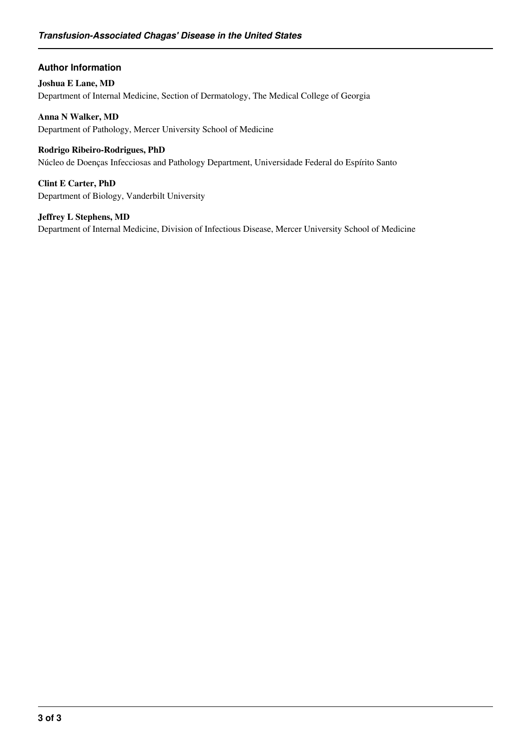## Author Information

**Joshua E Lane, MD**
Department of Internal Medicine, Section of Dermatology, The Medical College of Georgia

**Anna N Walker, MD**
Department of Pathology, Mercer University School of Medicine

**Rodrigo Ribeiro-Rodrigues, PhD**
Núcleo de Doenças Infecciosas and Pathology Department, Universidade Federal do Espírito Santo

**Clint E Carter, PhD**
Department of Biology, Vanderbilt University

**Jeffrey L Stephens, MD**
Department of Internal Medicine, Division of Infectious Disease, Mercer University School of Medicine